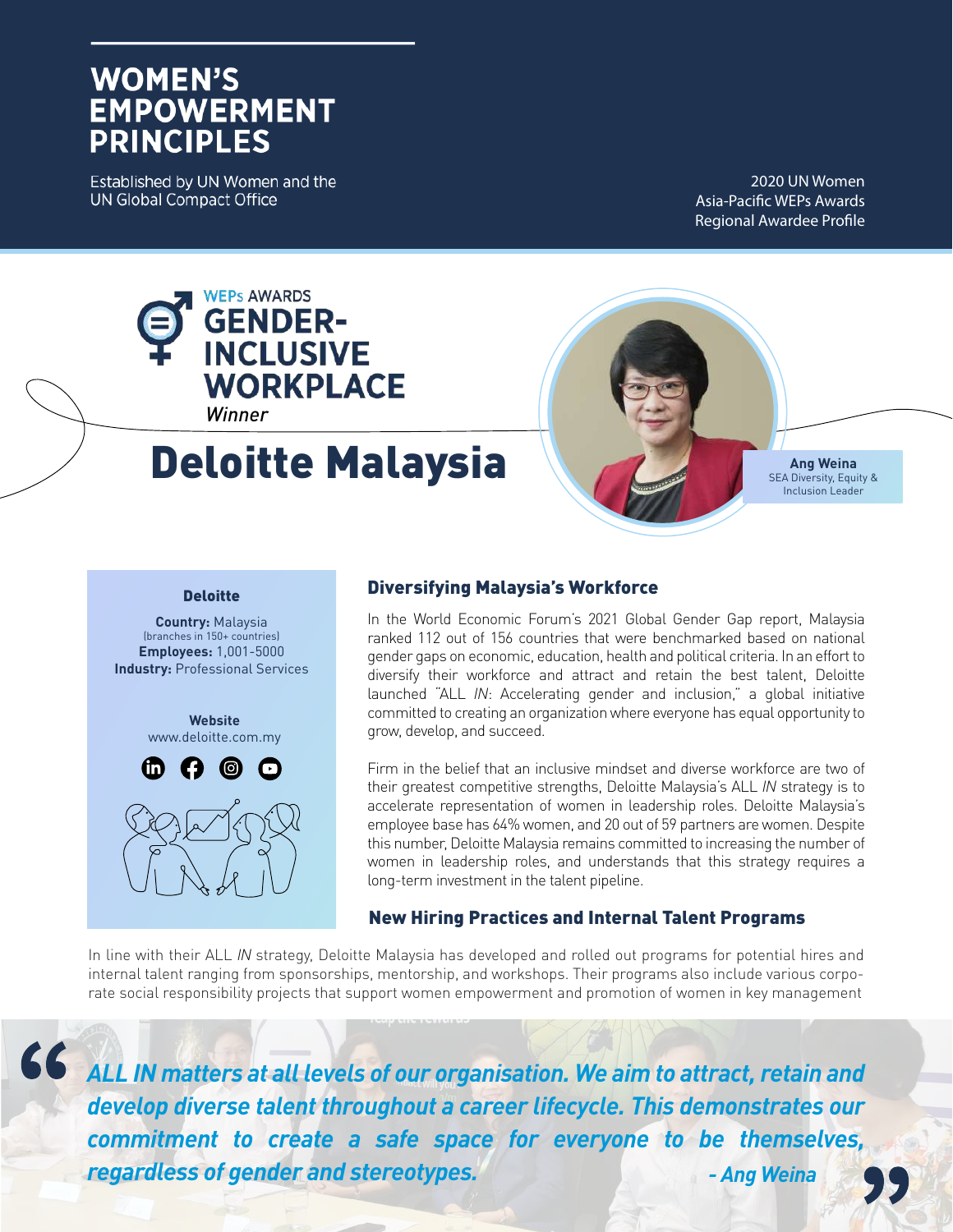# WOMEN'S EMPOWERMENT PRINCIPLES

Established by UN Women and the UN Global Compact Office

2020 UN Women Asia-Pacific WEPs Awards Regional Awardee Profile

WEPs AWARDS

## GENDER-INCLUSIVE WORKPLACE

*Winner*

# Deloitte Malaysia

**Ang Weina**
SEA Diversity, Equity & Inclusion Leader

**Deloitte**

**Country:** Malaysia
(branches in 150+ countries)
**Employees:** 1,001-5000
**Industry:** Professional Services

**Website**
www.deloitte.com.my

### Diversifying Malaysia's Workforce

In the World Economic Forum's 2021 Global Gender Gap report, Malaysia ranked 112 out of 156 countries that were benchmarked based on national gender gaps on economic, education, health and political criteria. In an effort to diversify their workforce and attract and retain the best talent, Deloitte launched "ALL *IN*: Accelerating gender and inclusion," a global initiative committed to creating an organization where everyone has equal opportunity to grow, develop, and succeed.

Firm in the belief that an inclusive mindset and diverse workforce are two of their greatest competitive strengths, Deloitte Malaysia's ALL *IN* strategy is to accelerate representation of women in leadership roles. Deloitte Malaysia's employee base has 64% women, and 20 out of 59 partners are women. Despite this number, Deloitte Malaysia remains committed to increasing the number of women in leadership roles, and understands that this strategy requires a long-term investment in the talent pipeline.

### New Hiring Practices and Internal Talent Programs

In line with their ALL *IN* strategy, Deloitte Malaysia has developed and rolled out programs for potential hires and internal talent ranging from sponsorships, mentorship, and workshops. Their programs also include various corporate social responsibility projects that support women empowerment and promotion of women in key management

> *ALL IN matters at all levels of our organisation. We aim to attract, retain and develop diverse talent throughout a career lifecycle. This demonstrates our commitment to create a safe space for everyone to be themselves, regardless of gender and stereotypes.* - Ang Weina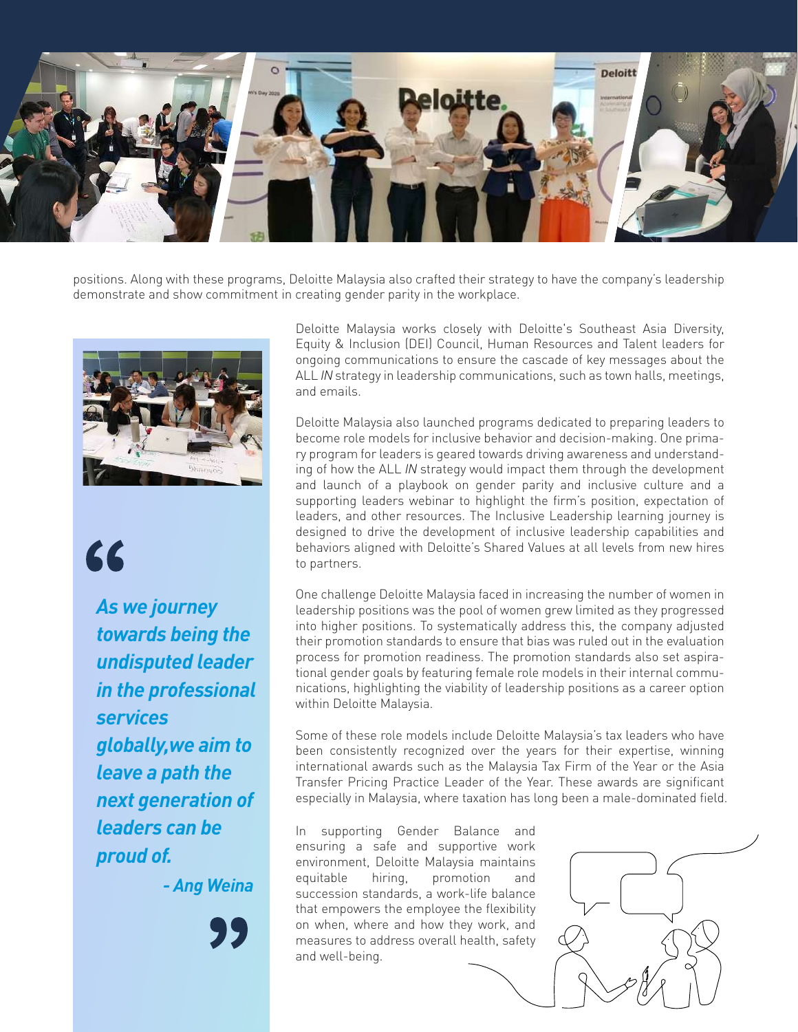positions. Along with these programs, Deloitte Malaysia also crafted their strategy to have the company's leadership demonstrate and show commitment in creating gender parity in the workplace.

> ***As we journey towards being the undisputed leader in the professional services globally,we aim to leave a path the next generation of leaders can be proud of.***
>
> ***- Ang Weina***

Deloitte Malaysia works closely with Deloitte's Southeast Asia Diversity, Equity & Inclusion (DEI) Council, Human Resources and Talent leaders for ongoing communications to ensure the cascade of key messages about the ALL *IN* strategy in leadership communications, such as town halls, meetings, and emails.

Deloitte Malaysia also launched programs dedicated to preparing leaders to become role models for inclusive behavior and decision-making. One primary program for leaders is geared towards driving awareness and understanding of how the ALL *IN* strategy would impact them through the development and launch of a playbook on gender parity and inclusive culture and a supporting leaders webinar to highlight the firm's position, expectation of leaders, and other resources. The Inclusive Leadership learning journey is designed to drive the development of inclusive leadership capabilities and behaviors aligned with Deloitte's Shared Values at all levels from new hires to partners.

One challenge Deloitte Malaysia faced in increasing the number of women in leadership positions was the pool of women grew limited as they progressed into higher positions. To systematically address this, the company adjusted their promotion standards to ensure that bias was ruled out in the evaluation process for promotion readiness. The promotion standards also set aspirational gender goals by featuring female role models in their internal communications, highlighting the viability of leadership positions as a career option within Deloitte Malaysia.

Some of these role models include Deloitte Malaysia's tax leaders who have been consistently recognized over the years for their expertise, winning international awards such as the Malaysia Tax Firm of the Year or the Asia Transfer Pricing Practice Leader of the Year. These awards are significant especially in Malaysia, where taxation has long been a male-dominated field.

In supporting Gender Balance and ensuring a safe and supportive work environment, Deloitte Malaysia maintains equitable hiring, promotion and succession standards, a work-life balance that empowers the employee the flexibility on when, where and how they work, and measures to address overall health, safety and well-being.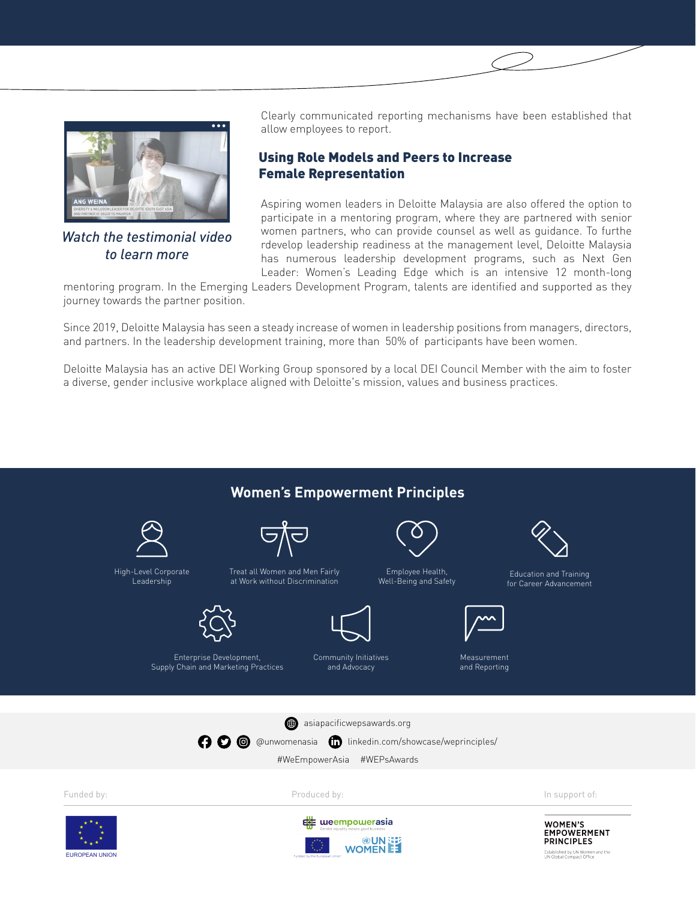*Watch the testimonial video to learn more*

Clearly communicated reporting mechanisms have been established that allow employees to report.

### Using Role Models and Peers to Increase Female Representation

Aspiring women leaders in Deloitte Malaysia are also offered the option to participate in a mentoring program, where they are partnered with senior women partners, who can provide counsel as well as guidance. To furthe rdevelop leadership readiness at the management level, Deloitte Malaysia has numerous leadership development programs, such as Next Gen Leader: Women's Leading Edge which is an intensive 12 month-long mentoring program. In the Emerging Leaders Development Program, talents are identified and supported as they journey towards the partner position.

Since 2019, Deloitte Malaysia has seen a steady increase of women in leadership positions from managers, directors, and partners. In the leadership development training, more than 50% of participants have been women.

Deloitte Malaysia has an active DEI Working Group sponsored by a local DEI Council Member with the aim to foster a diverse, gender inclusive workplace aligned with Deloitte's mission, values and business practices.

## Women's Empowerment Principles

- High-Level Corporate Leadership
- Treat all Women and Men Fairly at Work without Discrimination
- Employee Health, Well-Being and Safety
- Education and Training for Career Advancement
- Enterprise Development, Supply Chain and Marketing Practices
- Community Initiatives and Advocacy
- Measurement and Reporting

asiapacificwepsawards.org

@unwomenasia linkedin.com/showcase/weprinciples/

#WeEmpowerAsia #WEPsAwards

Funded by: EUROPEAN UNION

Produced by: weempowerasia — Gender equality means good business; Funded by the European Union; UN WOMEN

In support of: WOMEN'S EMPOWERMENT PRINCIPLES — Established by UN Women and the UN Global Compact Office